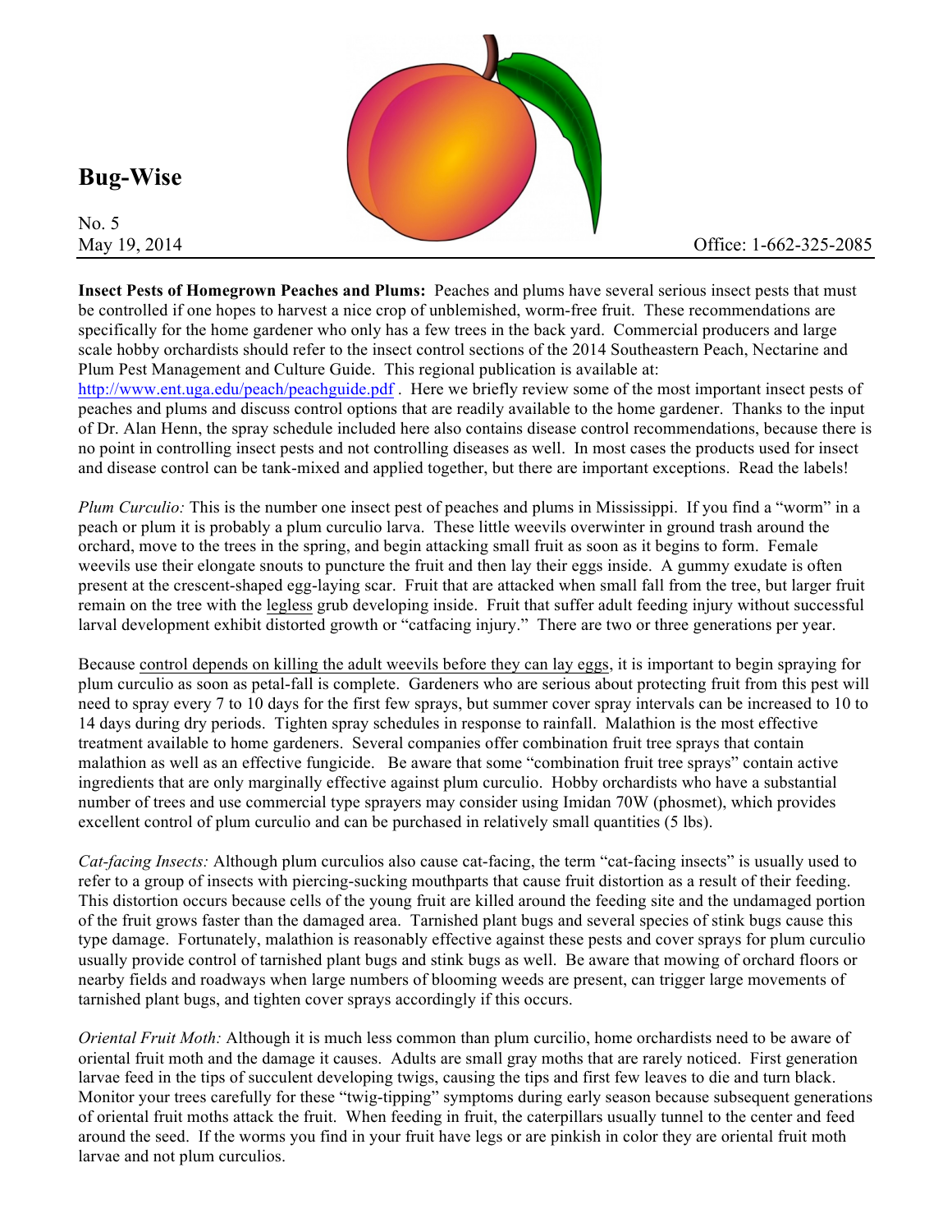# Bug-Wise

No. 5

May 19, 2014

Office: 1-662-325-2085

**Insect Pests of Homegrown Peaches and Plums:** Peaches and plums have several serious insect pests that must be controlled if one hopes to harvest a nice crop of unblemished, worm-free fruit. These recommendations are specifically for the home gardener who only has a few trees in the back yard. Commercial producers and large scale hobby orchardists should refer to the insect control sections of the 2014 Southeastern Peach, Nectarine and Plum Pest Management and Culture Guide. This regional publication is available at: [http://www.ent.uga.edu/peach/peachguide.pdf](http://www.ent.uga.edu/peach/peachguide.pdf) . Here we briefly review some of the most important insect pests of peaches and plums and discuss control options that are readily available to the home gardener. Thanks to the input of Dr. Alan Henn, the spray schedule included here also contains disease control recommendations, because there is no point in controlling insect pests and not controlling diseases as well. In most cases the products used for insect and disease control can be tank-mixed and applied together, but there are important exceptions. Read the labels!

*Plum Curculio:* This is the number one insect pest of peaches and plums in Mississippi. If you find a "worm" in a peach or plum it is probably a plum curculio larva. These little weevils overwinter in ground trash around the orchard, move to the trees in the spring, and begin attacking small fruit as soon as it begins to form. Female weevils use their elongate snouts to puncture the fruit and then lay their eggs inside. A gummy exudate is often present at the crescent-shaped egg-laying scar. Fruit that are attacked when small fall from the tree, but larger fruit remain on the tree with the <u>legless</u> grub developing inside. Fruit that suffer adult feeding injury without successful larval development exhibit distorted growth or "catfacing injury." There are two or three generations per year.

Because <u>control depends on killing the adult weevils before they can lay eggs</u>, it is important to begin spraying for plum curculio as soon as petal-fall is complete. Gardeners who are serious about protecting fruit from this pest will need to spray every 7 to 10 days for the first few sprays, but summer cover spray intervals can be increased to 10 to 14 days during dry periods. Tighten spray schedules in response to rainfall. Malathion is the most effective treatment available to home gardeners. Several companies offer combination fruit tree sprays that contain malathion as well as an effective fungicide. Be aware that some "combination fruit tree sprays" contain active ingredients that are only marginally effective against plum curculio. Hobby orchardists who have a substantial number of trees and use commercial type sprayers may consider using Imidan 70W (phosmet), which provides excellent control of plum curculio and can be purchased in relatively small quantities (5 lbs).

*Cat-facing Insects:* Although plum curculios also cause cat-facing, the term "cat-facing insects" is usually used to refer to a group of insects with piercing-sucking mouthparts that cause fruit distortion as a result of their feeding. This distortion occurs because cells of the young fruit are killed around the feeding site and the undamaged portion of the fruit grows faster than the damaged area. Tarnished plant bugs and several species of stink bugs cause this type damage. Fortunately, malathion is reasonably effective against these pests and cover sprays for plum curculio usually provide control of tarnished plant bugs and stink bugs as well. Be aware that mowing of orchard floors or nearby fields and roadways when large numbers of blooming weeds are present, can trigger large movements of tarnished plant bugs, and tighten cover sprays accordingly if this occurs.

*Oriental Fruit Moth:* Although it is much less common than plum curcilio, home orchardists need to be aware of oriental fruit moth and the damage it causes. Adults are small gray moths that are rarely noticed. First generation larvae feed in the tips of succulent developing twigs, causing the tips and first few leaves to die and turn black. Monitor your trees carefully for these "twig-tipping" symptoms during early season because subsequent generations of oriental fruit moths attack the fruit. When feeding in fruit, the caterpillars usually tunnel to the center and feed around the seed. If the worms you find in your fruit have legs or are pinkish in color they are oriental fruit moth larvae and not plum curculios.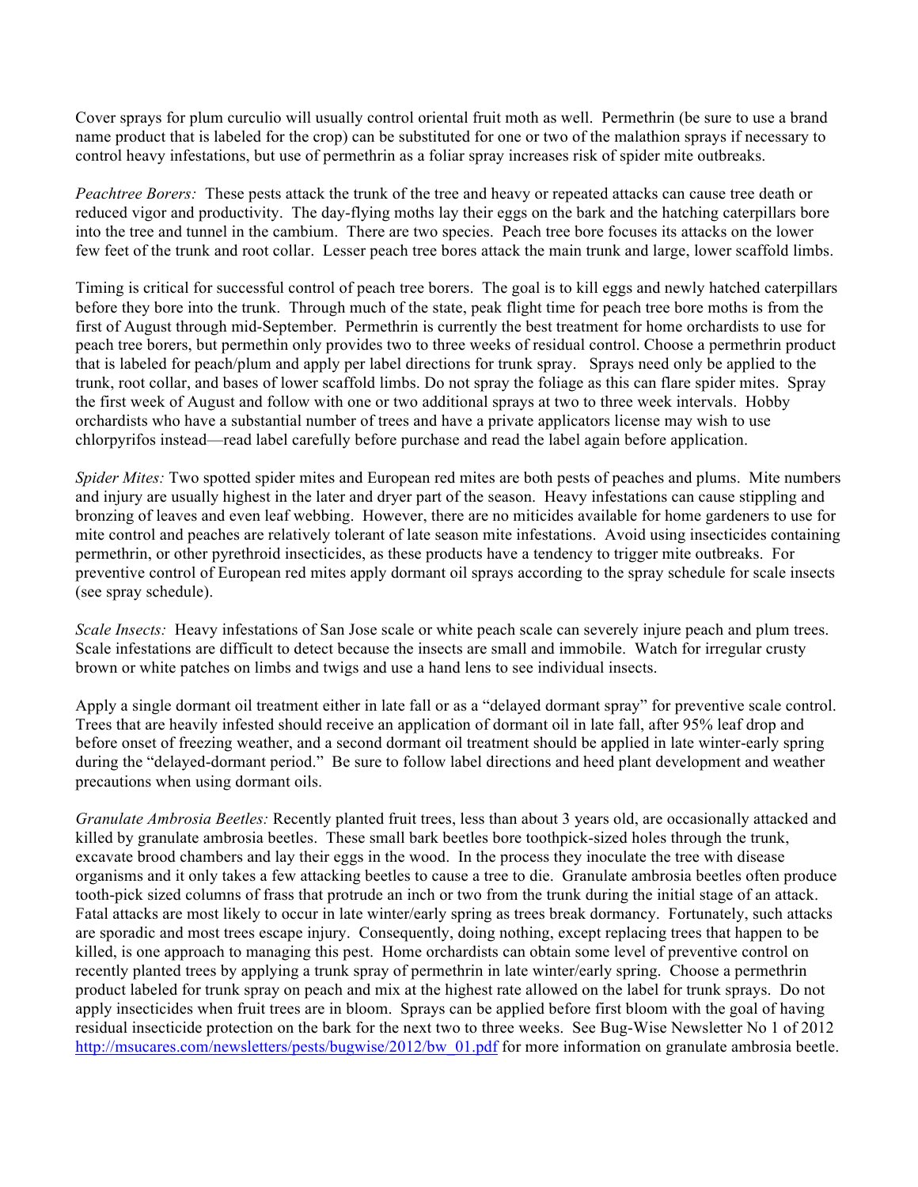Cover sprays for plum curculio will usually control oriental fruit moth as well. Permethrin (be sure to use a brand name product that is labeled for the crop) can be substituted for one or two of the malathion sprays if necessary to control heavy infestations, but use of permethrin as a foliar spray increases risk of spider mite outbreaks.

*Peachtree Borers:* These pests attack the trunk of the tree and heavy or repeated attacks can cause tree death or reduced vigor and productivity. The day-flying moths lay their eggs on the bark and the hatching caterpillars bore into the tree and tunnel in the cambium. There are two species. Peach tree bore focuses its attacks on the lower few feet of the trunk and root collar. Lesser peach tree bores attack the main trunk and large, lower scaffold limbs.

Timing is critical for successful control of peach tree borers. The goal is to kill eggs and newly hatched caterpillars before they bore into the trunk. Through much of the state, peak flight time for peach tree bore moths is from the first of August through mid-September. Permethrin is currently the best treatment for home orchardists to use for peach tree borers, but permethin only provides two to three weeks of residual control. Choose a permethrin product that is labeled for peach/plum and apply per label directions for trunk spray. Sprays need only be applied to the trunk, root collar, and bases of lower scaffold limbs. Do not spray the foliage as this can flare spider mites. Spray the first week of August and follow with one or two additional sprays at two to three week intervals. Hobby orchardists who have a substantial number of trees and have a private applicators license may wish to use chlorpyrifos instead—read label carefully before purchase and read the label again before application.

*Spider Mites:* Two spotted spider mites and European red mites are both pests of peaches and plums. Mite numbers and injury are usually highest in the later and dryer part of the season. Heavy infestations can cause stippling and bronzing of leaves and even leaf webbing. However, there are no miticides available for home gardeners to use for mite control and peaches are relatively tolerant of late season mite infestations. Avoid using insecticides containing permethrin, or other pyrethroid insecticides, as these products have a tendency to trigger mite outbreaks. For preventive control of European red mites apply dormant oil sprays according to the spray schedule for scale insects (see spray schedule).

*Scale Insects:* Heavy infestations of San Jose scale or white peach scale can severely injure peach and plum trees. Scale infestations are difficult to detect because the insects are small and immobile. Watch for irregular crusty brown or white patches on limbs and twigs and use a hand lens to see individual insects.

Apply a single dormant oil treatment either in late fall or as a "delayed dormant spray" for preventive scale control. Trees that are heavily infested should receive an application of dormant oil in late fall, after 95% leaf drop and before onset of freezing weather, and a second dormant oil treatment should be applied in late winter-early spring during the "delayed-dormant period." Be sure to follow label directions and heed plant development and weather precautions when using dormant oils.

*Granulate Ambrosia Beetles:* Recently planted fruit trees, less than about 3 years old, are occasionally attacked and killed by granulate ambrosia beetles. These small bark beetles bore toothpick-sized holes through the trunk, excavate brood chambers and lay their eggs in the wood. In the process they inoculate the tree with disease organisms and it only takes a few attacking beetles to cause a tree to die. Granulate ambrosia beetles often produce tooth-pick sized columns of frass that protrude an inch or two from the trunk during the initial stage of an attack. Fatal attacks are most likely to occur in late winter/early spring as trees break dormancy. Fortunately, such attacks are sporadic and most trees escape injury. Consequently, doing nothing, except replacing trees that happen to be killed, is one approach to managing this pest. Home orchardists can obtain some level of preventive control on recently planted trees by applying a trunk spray of permethrin in late winter/early spring. Choose a permethrin product labeled for trunk spray on peach and mix at the highest rate allowed on the label for trunk sprays. Do not apply insecticides when fruit trees are in bloom. Sprays can be applied before first bloom with the goal of having residual insecticide protection on the bark for the next two to three weeks. See Bug-Wise Newsletter No 1 of 2012 http://msucares.com/newsletters/pests/bugwise/2012/bw_01.pdf for more information on granulate ambrosia beetle.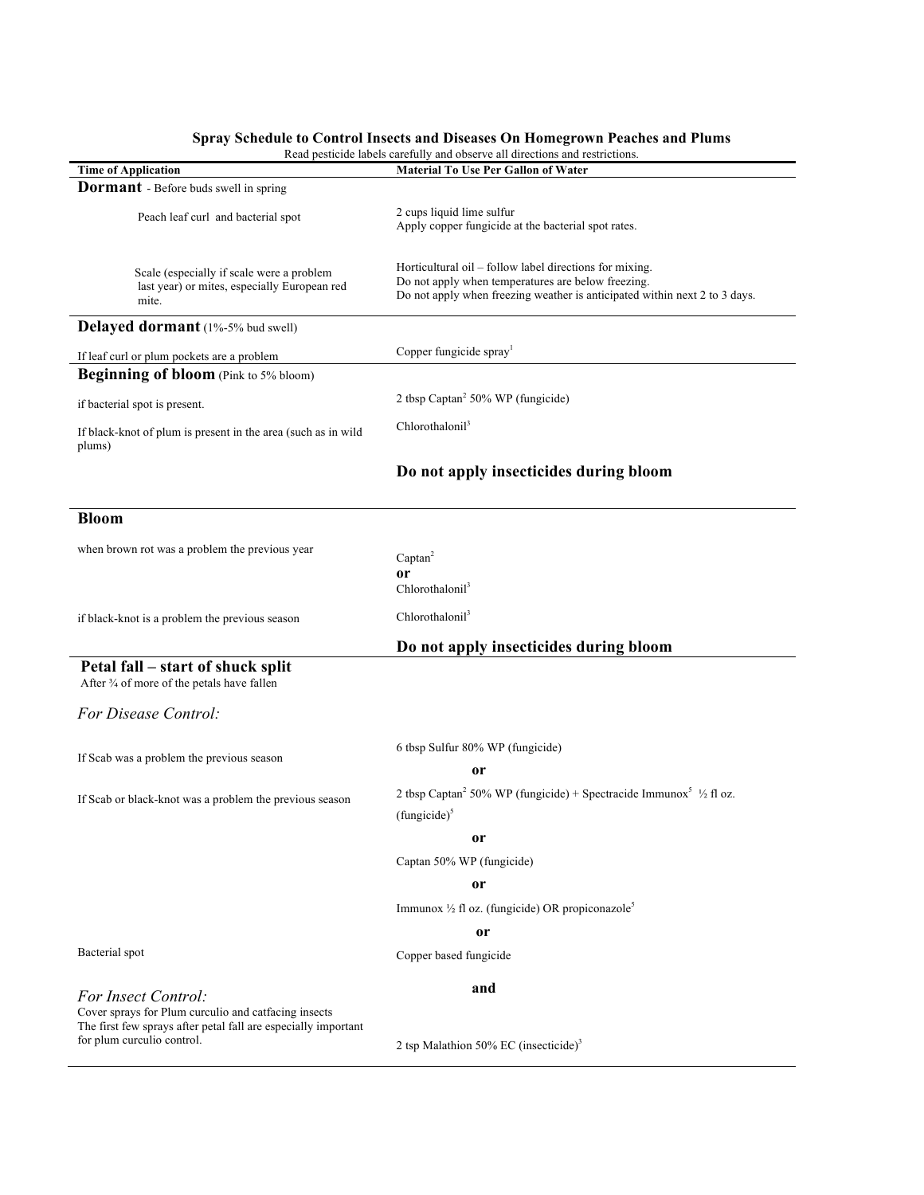## Spray Schedule to Control Insects and Diseases On Homegrown Peaches and Plums

Read pesticide labels carefully and observe all directions and restrictions.

| Time of Application | Material To Use Per Gallon of Water |
|---|---|
| **Dormant** - Before buds swell in spring | |
| Peach leaf curl and bacterial spot | 2 cups liquid lime sulfur<br>Apply copper fungicide at the bacterial spot rates. |
| Scale (especially if scale were a problem last year) or mites, especially European red mite. | Horticultural oil – follow label directions for mixing.<br>Do not apply when temperatures are below freezing.<br>Do not apply when freezing weather is anticipated within next 2 to 3 days. |
| **Delayed dormant** (1%-5% bud swell) | |
| If leaf curl or plum pockets are a problem | Copper fungicide spray[1] |
| **Beginning of bloom** (Pink to 5% bloom) | |
| if bacterial spot is present. | 2 tbsp Captan[2] 50% WP (fungicide) |
| If black-knot of plum is present in the area (such as in wild plums) | Chlorothalonil[3] |
| | **Do not apply insecticides during bloom** |
| **Bloom** | |
| when brown rot was a problem the previous year | Captan[2]<br>**or**<br>Chlorothalonil[3] |
| if black-knot is a problem the previous season | Chlorothalonil[3] |
| | **Do not apply insecticides during bloom** |
| **Petal fall – start of shuck split**<br>After ¾ of more of the petals have fallen | |
| *For Disease Control:* | |
| If Scab was a problem the previous season | 6 tbsp Sulfur 80% WP (fungicide)<br>**or** |
| If Scab or black-knot was a problem the previous season | 2 tbsp Captan[2] 50% WP (fungicide) + Spectracide Immunox[5] ½ fl oz. (fungicide)[5]<br>**or**<br>Captan 50% WP (fungicide)<br>**or**<br>Immunox ½ fl oz. (fungicide) OR propiconazole[5]<br>**or** |
| Bacterial spot | Copper based fungicide<br>**and** |
| *For Insect Control:*<br>Cover sprays for Plum curculio and catfacing insects<br>The first few sprays after petal fall are especially important for plum curculio control. | 2 tsp Malathion 50% EC (insecticide)[3] |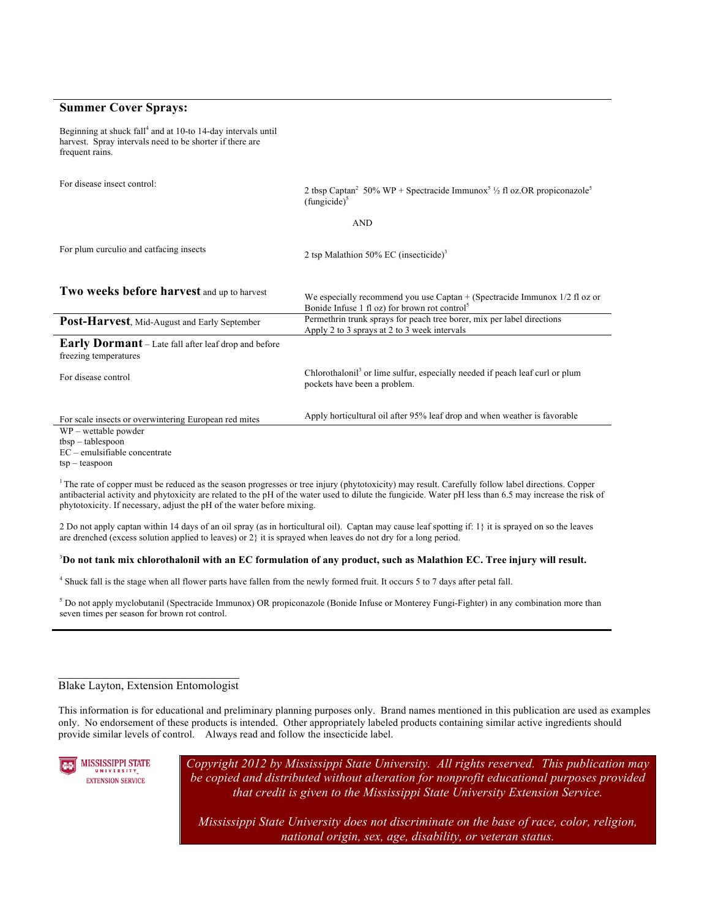| | |
|---|---|
| **Summer Cover Sprays:** | |
| Beginning at shuck fall[4] and at 10-to 14-day intervals until harvest. Spray intervals need to be shorter if there are frequent rains. | |
| For disease insect control: | 2 tbsp Captan[2] 50% WP + Spectracide Immunox[5] ½ fl oz.OR propiconazole[5] (fungicide)[5] |
| | AND |
| For plum curculio and catfacing insects | 2 tsp Malathion 50% EC (insecticide)[3] |
| **Two weeks before harvest** and up to harvest | We especially recommend you use Captan + (Spectracide Immunox 1/2 fl oz or Bonide Infuse 1 fl oz) for brown rot control[5] |
| **Post-Harvest**, Mid-August and Early September | Permethrin trunk sprays for peach tree borer, mix per label directions. Apply 2 to 3 sprays at 2 to 3 week intervals |
| **Early Dormant** – Late fall after leaf drop and before freezing temperatures | |
| For disease control | Chlorothalonil[3] or lime sulfur, especially needed if peach leaf curl or plum pockets have been a problem. |
| For scale insects or overwintering European red mites | Apply horticultural oil after 95% leaf drop and when weather is favorable |

WP – wettable powder
tbsp – tablespoon
EC – emulsifiable concentrate
tsp – teaspoon

[1] The rate of copper must be reduced as the season progresses or tree injury (phytotoxicity) may result. Carefully follow label directions. Copper antibacterial activity and phytoxicity are related to the pH of the water used to dilute the fungicide. Water pH less than 6.5 may increase the risk of phytotoxicity. If necessary, adjust the pH of the water before mixing.

2 Do not apply captan within 14 days of an oil spray (as in horticultural oil). Captan may cause leaf spotting if: 1} it is sprayed on so the leaves are drenched (excess solution applied to leaves) or 2} it is sprayed when leaves do not dry for a long period.

[3] **Do not tank mix chlorothalonil with an EC formulation of any product, such as Malathion EC. Tree injury will result.**

[4] Shuck fall is the stage when all flower parts have fallen from the newly formed fruit. It occurs 5 to 7 days after petal fall.

[5] Do not apply myclobutanil (Spectracide Immunox) OR propiconazole (Bonide Infuse or Monterey Fungi-Fighter) in any combination more than seven times per season for brown rot control.

Blake Layton, Extension Entomologist

This information is for educational and preliminary planning purposes only. Brand names mentioned in this publication are used as examples only. No endorsement of these products is intended. Other appropriately labeled products containing similar active ingredients should provide similar levels of control. Always read and follow the insecticide label.

MISSISSIPPI STATE UNIVERSITY EXTENSION SERVICE

*Copyright 2012 by Mississippi State University. All rights reserved. This publication may be copied and distributed without alteration for nonprofit educational purposes provided that credit is given to the Mississippi State University Extension Service.*

*Mississippi State University does not discriminate on the base of race, color, religion, national origin, sex, age, disability, or veteran status.*